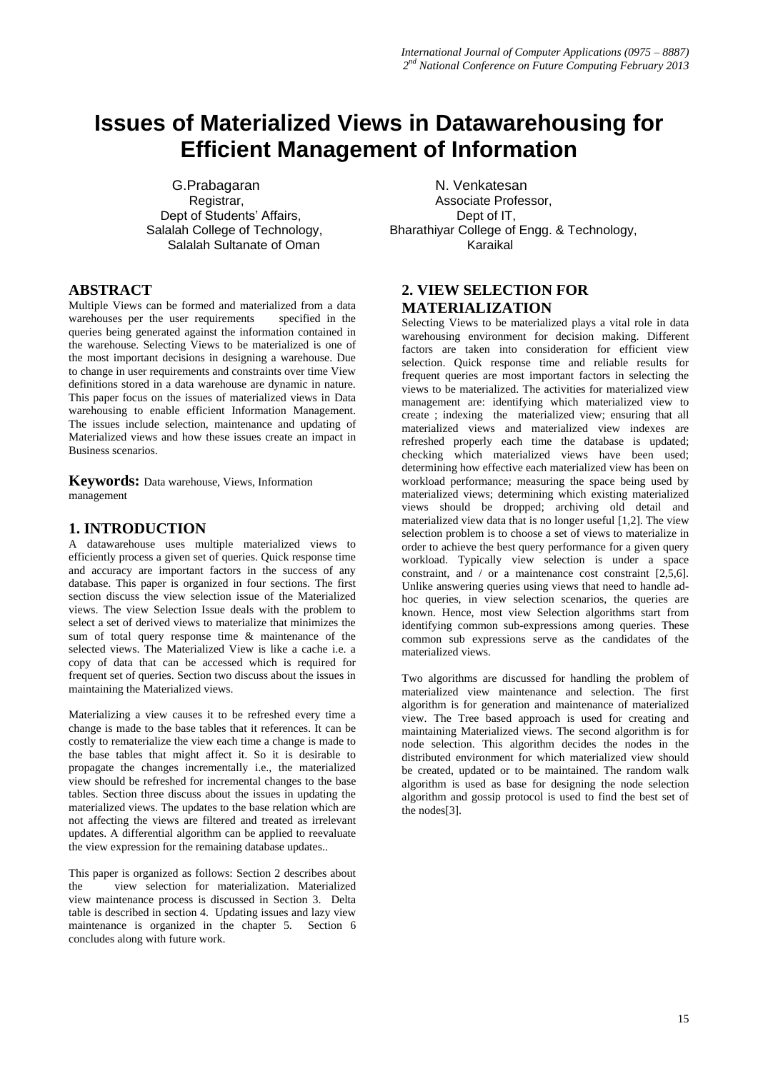# Issues of Materialized Views in Datawarehousing for Efficient Management of Information

G.Prabagaran
Registrar,
Dept of Students' Affairs,
Salalah College of Technology,
Salalah Sultanate of Oman

N. Venkatesan
Associate Professor,
Dept of IT,
Bharathiyar College of Engg. & Technology,
Karaikal

## ABSTRACT

Multiple Views can be formed and materialized from a data warehouses per the user requirements specified in the queries being generated against the information contained in the warehouse. Selecting Views to be materialized is one of the most important decisions in designing a warehouse. Due to change in user requirements and constraints over time View definitions stored in a data warehouse are dynamic in nature. This paper focus on the issues of materialized views in Data warehousing to enable efficient Information Management. The issues include selection, maintenance and updating of Materialized views and how these issues create an impact in Business scenarios.

**Keywords:** Data warehouse, Views, Information management

## 1. INTRODUCTION

A datawarehouse uses multiple materialized views to efficiently process a given set of queries. Quick response time and accuracy are important factors in the success of any database. This paper is organized in four sections. The first section discuss the view selection issue of the Materialized views. The view Selection Issue deals with the problem to select a set of derived views to materialize that minimizes the sum of total query response time & maintenance of the selected views. The Materialized View is like a cache i.e. a copy of data that can be accessed which is required for frequent set of queries. Section two discuss about the issues in maintaining the Materialized views.

Materializing a view causes it to be refreshed every time a change is made to the base tables that it references. It can be costly to rematerialize the view each time a change is made to the base tables that might affect it. So it is desirable to propagate the changes incrementally i.e., the materialized view should be refreshed for incremental changes to the base tables. Section three discuss about the issues in updating the materialized views. The updates to the base relation which are not affecting the views are filtered and treated as irrelevant updates. A differential algorithm can be applied to reevaluate the view expression for the remaining database updates..

This paper is organized as follows: Section 2 describes about the view selection for materialization. Materialized view maintenance process is discussed in Section 3. Delta table is described in section 4. Updating issues and lazy view maintenance is organized in the chapter 5. Section 6 concludes along with future work.

## 2. VIEW SELECTION FOR MATERIALIZATION

Selecting Views to be materialized plays a vital role in data warehousing environment for decision making. Different factors are taken into consideration for efficient view selection. Quick response time and reliable results for frequent queries are most important factors in selecting the views to be materialized. The activities for materialized view management are: identifying which materialized view to create ; indexing the materialized view; ensuring that all materialized views and materialized view indexes are refreshed properly each time the database is updated; checking which materialized views have been used; determining how effective each materialized view has been on workload performance; measuring the space being used by materialized views; determining which existing materialized views should be dropped; archiving old detail and materialized view data that is no longer useful [1,2]. The view selection problem is to choose a set of views to materialize in order to achieve the best query performance for a given query workload. Typically view selection is under a space constraint, and / or a maintenance cost constraint [2,5,6]. Unlike answering queries using views that need to handle ad-hoc queries, in view selection scenarios, the queries are known. Hence, most view Selection algorithms start from identifying common sub-expressions among queries. These common sub expressions serve as the candidates of the materialized views.

Two algorithms are discussed for handling the problem of materialized view maintenance and selection. The first algorithm is for generation and maintenance of materialized view. The Tree based approach is used for creating and maintaining Materialized views. The second algorithm is for node selection. This algorithm decides the nodes in the distributed environment for which materialized view should be created, updated or to be maintained. The random walk algorithm is used as base for designing the node selection algorithm and gossip protocol is used to find the best set of the nodes[3].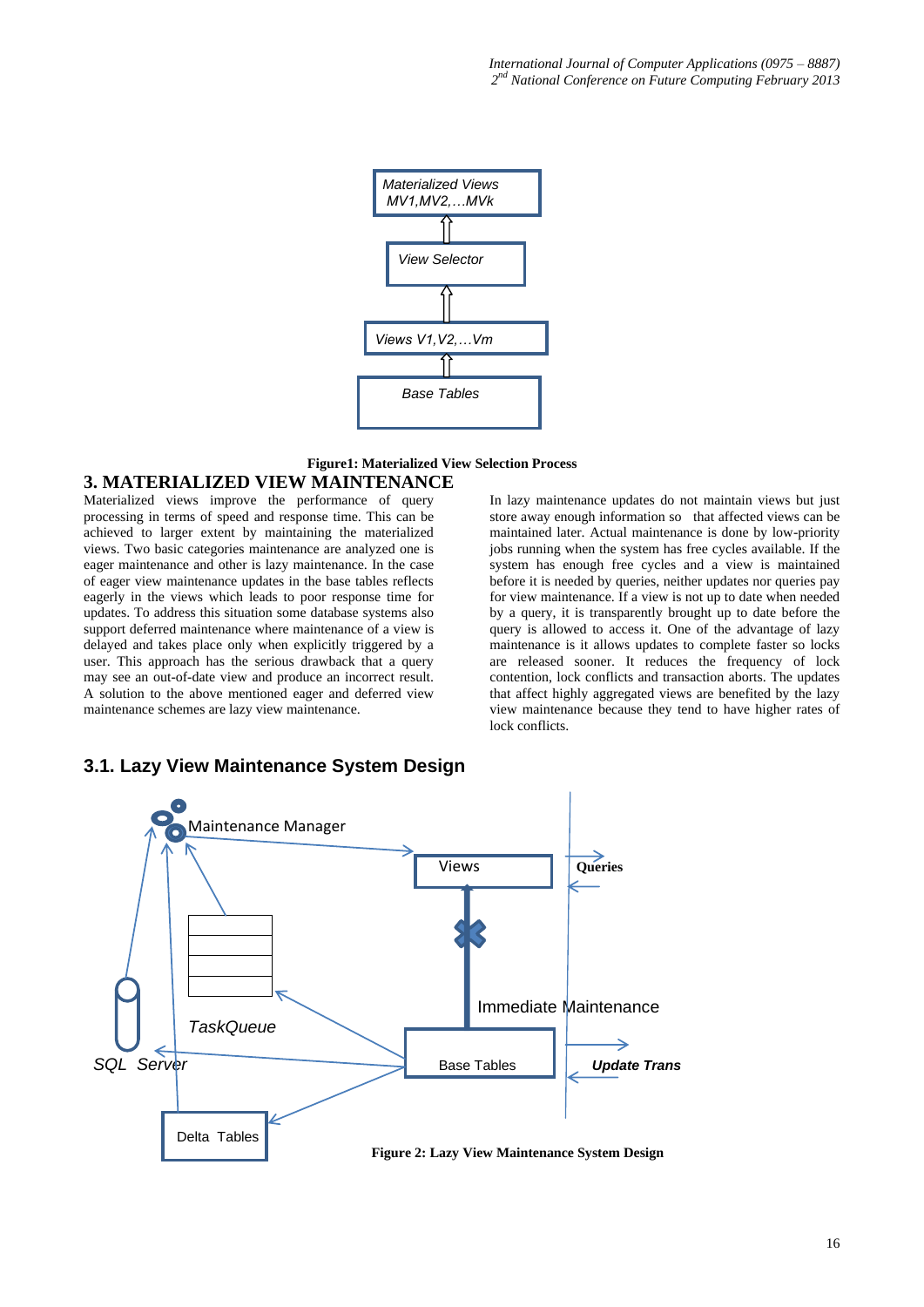**Figure1: Materialized View Selection Process**

## 3. MATERIALIZED VIEW MAINTENANCE

Materialized views improve the performance of query processing in terms of speed and response time. This can be achieved to larger extent by maintaining the materialized views. Two basic categories maintenance are analyzed one is eager maintenance and other is lazy maintenance. In the case of eager view maintenance updates in the base tables reflects eagerly in the views which leads to poor response time for updates. To address this situation some database systems also support deferred maintenance where maintenance of a view is delayed and takes place only when explicitly triggered by a user. This approach has the serious drawback that a query may see an out-of-date view and produce an incorrect result. A solution to the above mentioned eager and deferred view maintenance schemes are lazy view maintenance.

In lazy maintenance updates do not maintain views but just store away enough information so that affected views can be maintained later. Actual maintenance is done by low-priority jobs running when the system has free cycles available. If the system has enough free cycles and a view is maintained before it is needed by queries, neither updates nor queries pay for view maintenance. If a view is not up to date when needed by a query, it is transparently brought up to date before the query is allowed to access it. One of the advantage of lazy maintenance is it allows updates to complete faster so locks are released sooner. It reduces the frequency of lock contention, lock conflicts and transaction aborts. The updates that affect highly aggregated views are benefited by the lazy view maintenance because they tend to have higher rates of lock conflicts.

### 3.1. Lazy View Maintenance System Design

**Figure 2: Lazy View Maintenance System Design**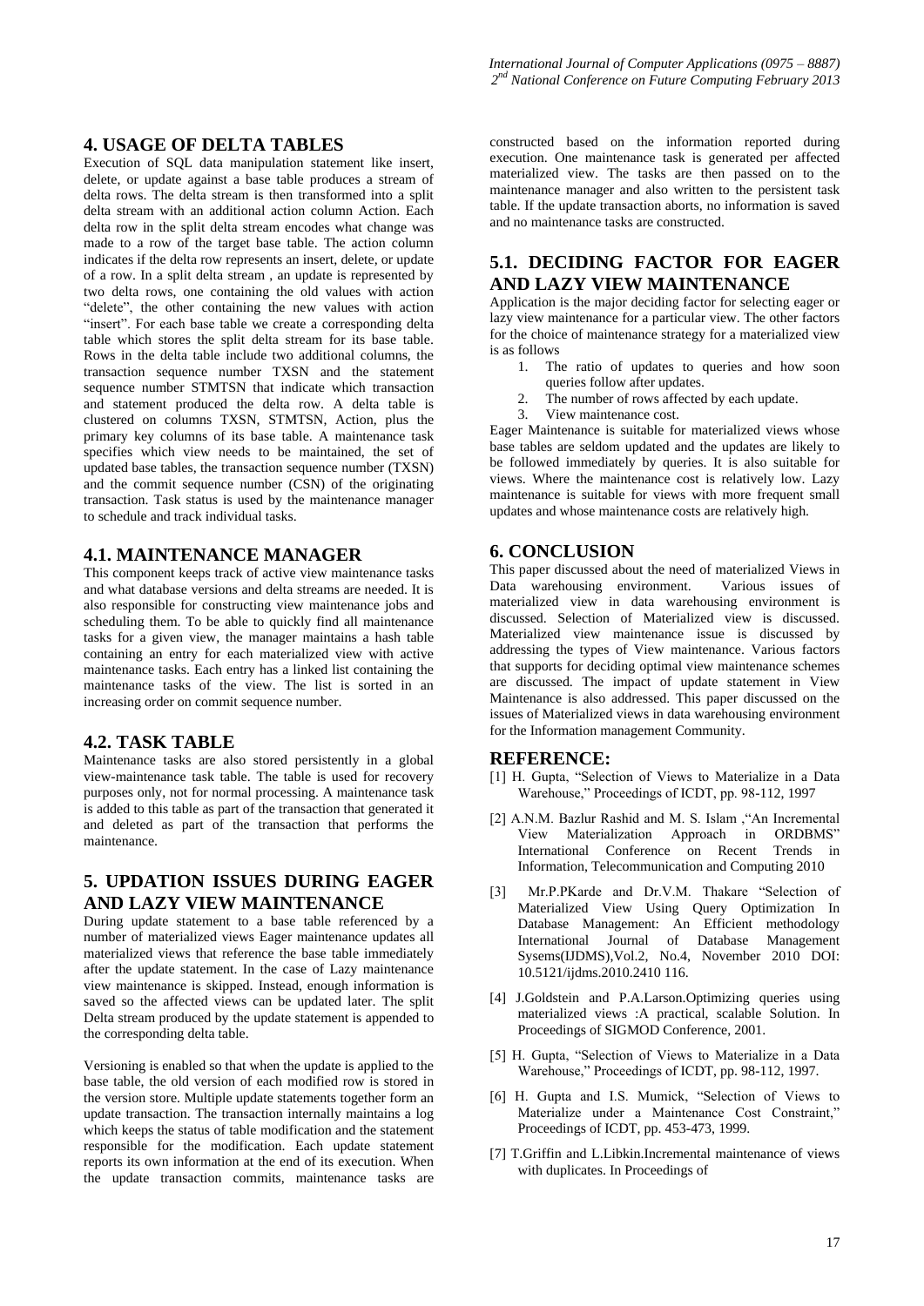## 4. USAGE OF DELTA TABLES

Execution of SQL data manipulation statement like insert, delete, or update against a base table produces a stream of delta rows. The delta stream is then transformed into a split delta stream with an additional action column Action. Each delta row in the split delta stream encodes what change was made to a row of the target base table. The action column indicates if the delta row represents an insert, delete, or update of a row. In a split delta stream , an update is represented by two delta rows, one containing the old values with action "delete", the other containing the new values with action "insert". For each base table we create a corresponding delta table which stores the split delta stream for its base table. Rows in the delta table include two additional columns, the transaction sequence number TXSN and the statement sequence number STMTSN that indicate which transaction and statement produced the delta row. A delta table is clustered on columns TXSN, STMTSN, Action, plus the primary key columns of its base table. A maintenance task specifies which view needs to be maintained, the set of updated base tables, the transaction sequence number (TXSN) and the commit sequence number (CSN) of the originating transaction. Task status is used by the maintenance manager to schedule and track individual tasks.

### 4.1. MAINTENANCE MANAGER

This component keeps track of active view maintenance tasks and what database versions and delta streams are needed. It is also responsible for constructing view maintenance jobs and scheduling them. To be able to quickly find all maintenance tasks for a given view, the manager maintains a hash table containing an entry for each materialized view with active maintenance tasks. Each entry has a linked list containing the maintenance tasks of the view. The list is sorted in an increasing order on commit sequence number.

### 4.2. TASK TABLE

Maintenance tasks are also stored persistently in a global view-maintenance task table. The table is used for recovery purposes only, not for normal processing. A maintenance task is added to this table as part of the transaction that generated it and deleted as part of the transaction that performs the maintenance.

## 5. UPDATION ISSUES DURING EAGER AND LAZY VIEW MAINTENANCE

During update statement to a base table referenced by a number of materialized views Eager maintenance updates all materialized views that reference the base table immediately after the update statement. In the case of Lazy maintenance view maintenance is skipped. Instead, enough information is saved so the affected views can be updated later. The split Delta stream produced by the update statement is appended to the corresponding delta table.

Versioning is enabled so that when the update is applied to the base table, the old version of each modified row is stored in the version store. Multiple update statements together form an update transaction. The transaction internally maintains a log which keeps the status of table modification and the statement responsible for the modification. Each update statement reports its own information at the end of its execution. When the update transaction commits, maintenance tasks are constructed based on the information reported during execution. One maintenance task is generated per affected materialized view. The tasks are then passed on to the maintenance manager and also written to the persistent task table. If the update transaction aborts, no information is saved and no maintenance tasks are constructed.

### 5.1. DECIDING FACTOR FOR EAGER AND LAZY VIEW MAINTENANCE

Application is the major deciding factor for selecting eager or lazy view maintenance for a particular view. The other factors for the choice of maintenance strategy for a materialized view is as follows

1. The ratio of updates to queries and how soon queries follow after updates.
2. The number of rows affected by each update.
3. View maintenance cost.

Eager Maintenance is suitable for materialized views whose base tables are seldom updated and the updates are likely to be followed immediately by queries. It is also suitable for views. Where the maintenance cost is relatively low. Lazy maintenance is suitable for views with more frequent small updates and whose maintenance costs are relatively high.

## 6. CONCLUSION

This paper discussed about the need of materialized Views in Data warehousing environment. Various issues of materialized view in data warehousing environment is discussed. Selection of Materialized view is discussed. Materialized view maintenance issue is discussed by addressing the types of View maintenance. Various factors that supports for deciding optimal view maintenance schemes are discussed. The impact of update statement in View Maintenance is also addressed. This paper discussed on the issues of Materialized views in data warehousing environment for the Information management Community.

## REFERENCE:

[1] H. Gupta, "Selection of Views to Materialize in a Data Warehouse," Proceedings of ICDT, pp. 98-112, 1997

[2] A.N.M. Bazlur Rashid and M. S. Islam ,"An Incremental View Materialization Approach in ORDBMS" International Conference on Recent Trends in Information, Telecommunication and Computing 2010

[3] Mr.P.PKarde and Dr.V.M. Thakare "Selection of Materialized View Using Query Optimization In Database Management: An Efficient methodology International Journal of Database Management Sysems(IJDMS),Vol.2, No.4, November 2010 DOI: 10.5121/ijdms.2010.2410 116.

[4] J.Goldstein and P.A.Larson.Optimizing queries using materialized views :A practical, scalable Solution. In Proceedings of SIGMOD Conference, 2001.

[5] H. Gupta, "Selection of Views to Materialize in a Data Warehouse," Proceedings of ICDT, pp. 98-112, 1997.

[6] H. Gupta and I.S. Mumick, "Selection of Views to Materialize under a Maintenance Cost Constraint," Proceedings of ICDT, pp. 453-473, 1999.

[7] T.Griffin and L.Libkin.Incremental maintenance of views with duplicates. In Proceedings of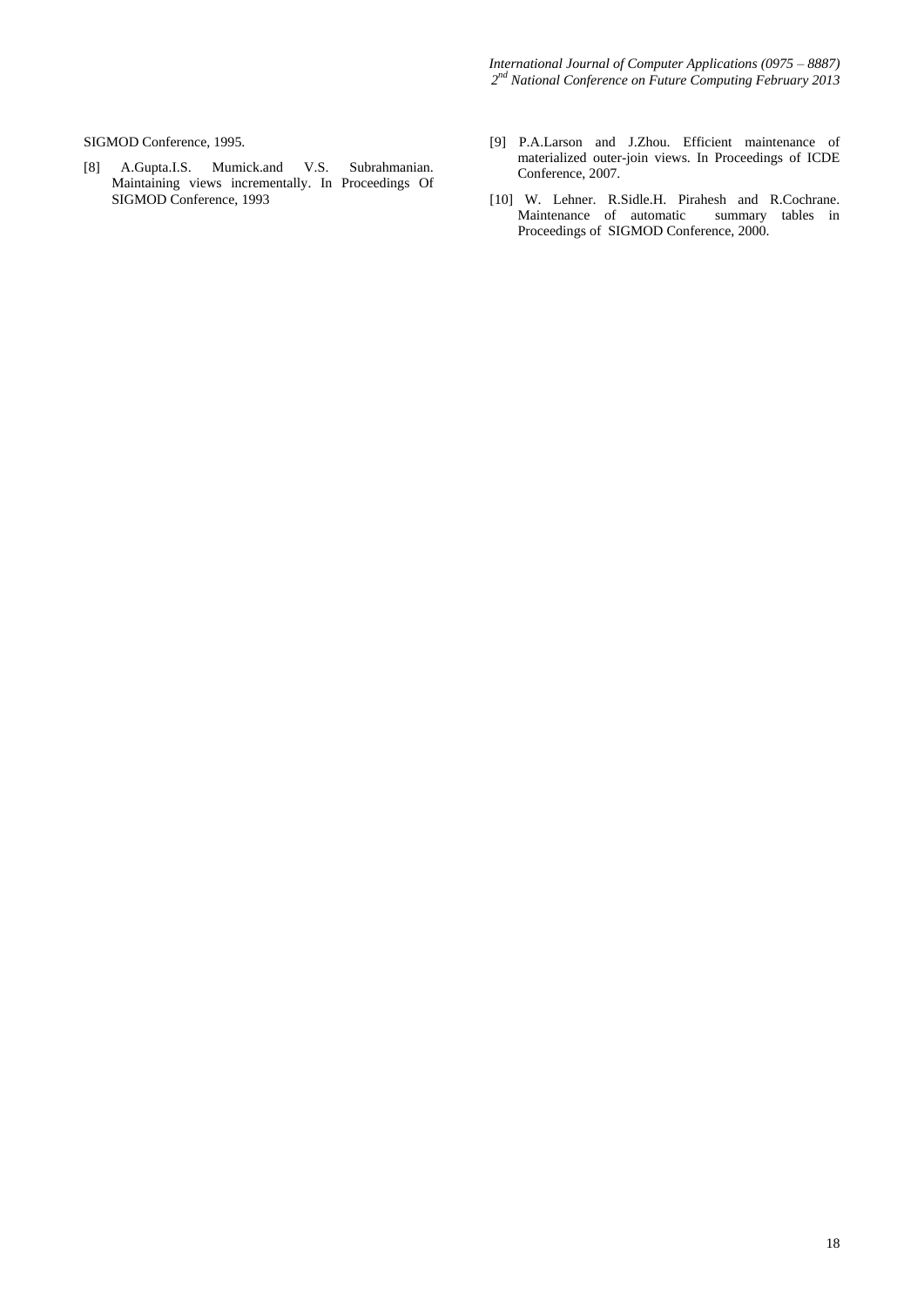SIGMOD Conference, 1995.

[8] A.Gupta.I.S. Mumick.and V.S. Subrahmanian. Maintaining views incrementally. In Proceedings Of SIGMOD Conference, 1993

[9] P.A.Larson and J.Zhou. Efficient maintenance of materialized outer-join views. In Proceedings of ICDE Conference, 2007.

[10] W. Lehner. R.Sidle.H. Pirahesh and R.Cochrane. Maintenance of automatic summary tables in Proceedings of SIGMOD Conference, 2000.